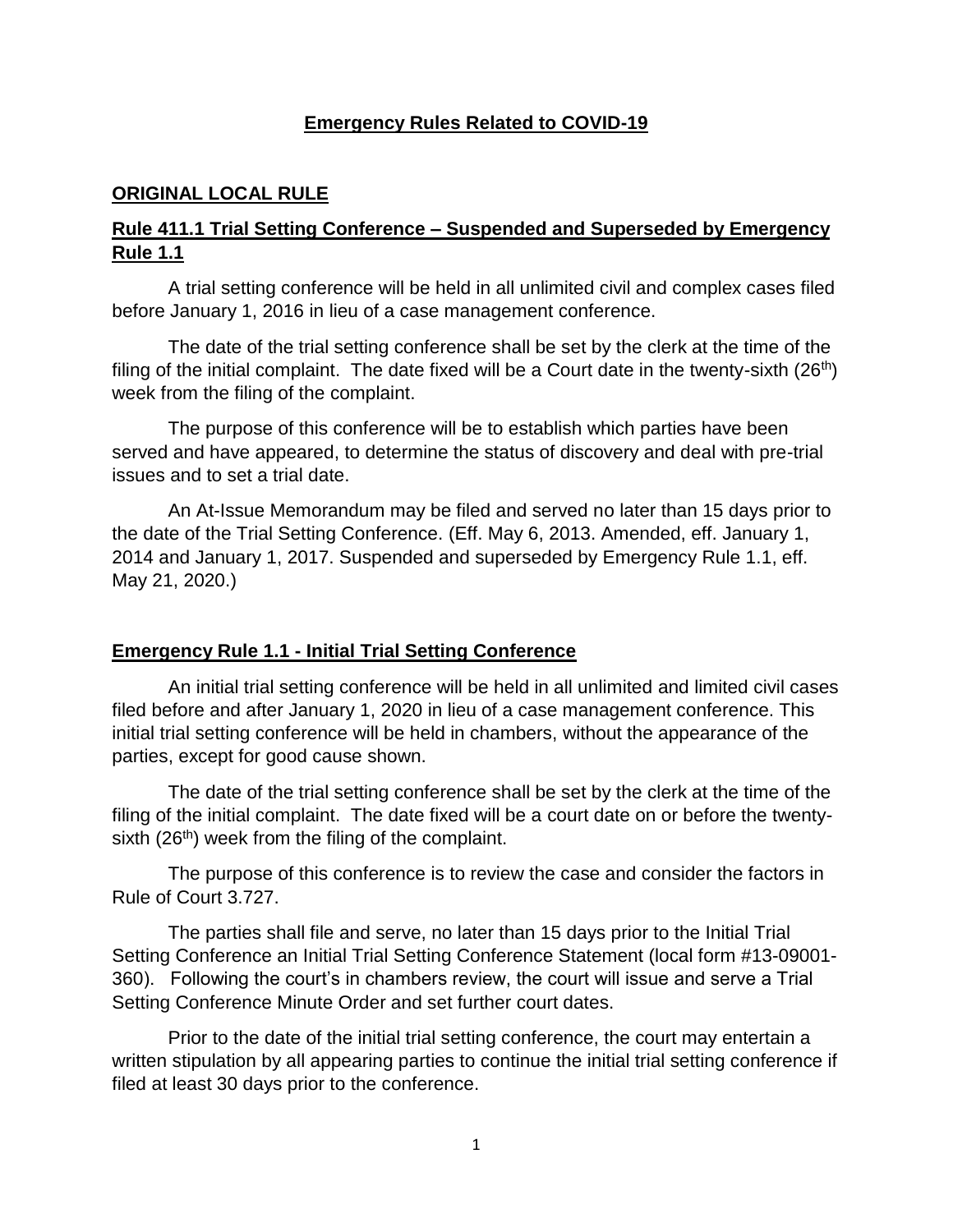# Emergency Rules Related to COVID-19

## ORIGINAL LOCAL RULE

## Rule 411.1 Trial Setting Conference – Suspended and Superseded by Emergency Rule 1.1

A trial setting conference will be held in all unlimited civil and complex cases filed before January 1, 2016 in lieu of a case management conference.

The date of the trial setting conference shall be set by the clerk at the time of the filing of the initial complaint. The date fixed will be a Court date in the twenty-sixth (26th) week from the filing of the complaint.

The purpose of this conference will be to establish which parties have been served and have appeared, to determine the status of discovery and deal with pre-trial issues and to set a trial date.

An At-Issue Memorandum may be filed and served no later than 15 days prior to the date of the Trial Setting Conference. (Eff. May 6, 2013. Amended, eff. January 1, 2014 and January 1, 2017. Suspended and superseded by Emergency Rule 1.1, eff. May 21, 2020.)

## Emergency Rule 1.1 - Initial Trial Setting Conference

An initial trial setting conference will be held in all unlimited and limited civil cases filed before and after January 1, 2020 in lieu of a case management conference. This initial trial setting conference will be held in chambers, without the appearance of the parties, except for good cause shown.

The date of the trial setting conference shall be set by the clerk at the time of the filing of the initial complaint. The date fixed will be a court date on or before the twenty-sixth (26th) week from the filing of the complaint.

The purpose of this conference is to review the case and consider the factors in Rule of Court 3.727.

The parties shall file and serve, no later than 15 days prior to the Initial Trial Setting Conference an Initial Trial Setting Conference Statement (local form #13-09001-360). Following the court's in chambers review, the court will issue and serve a Trial Setting Conference Minute Order and set further court dates.

Prior to the date of the initial trial setting conference, the court may entertain a written stipulation by all appearing parties to continue the initial trial setting conference if filed at least 30 days prior to the conference.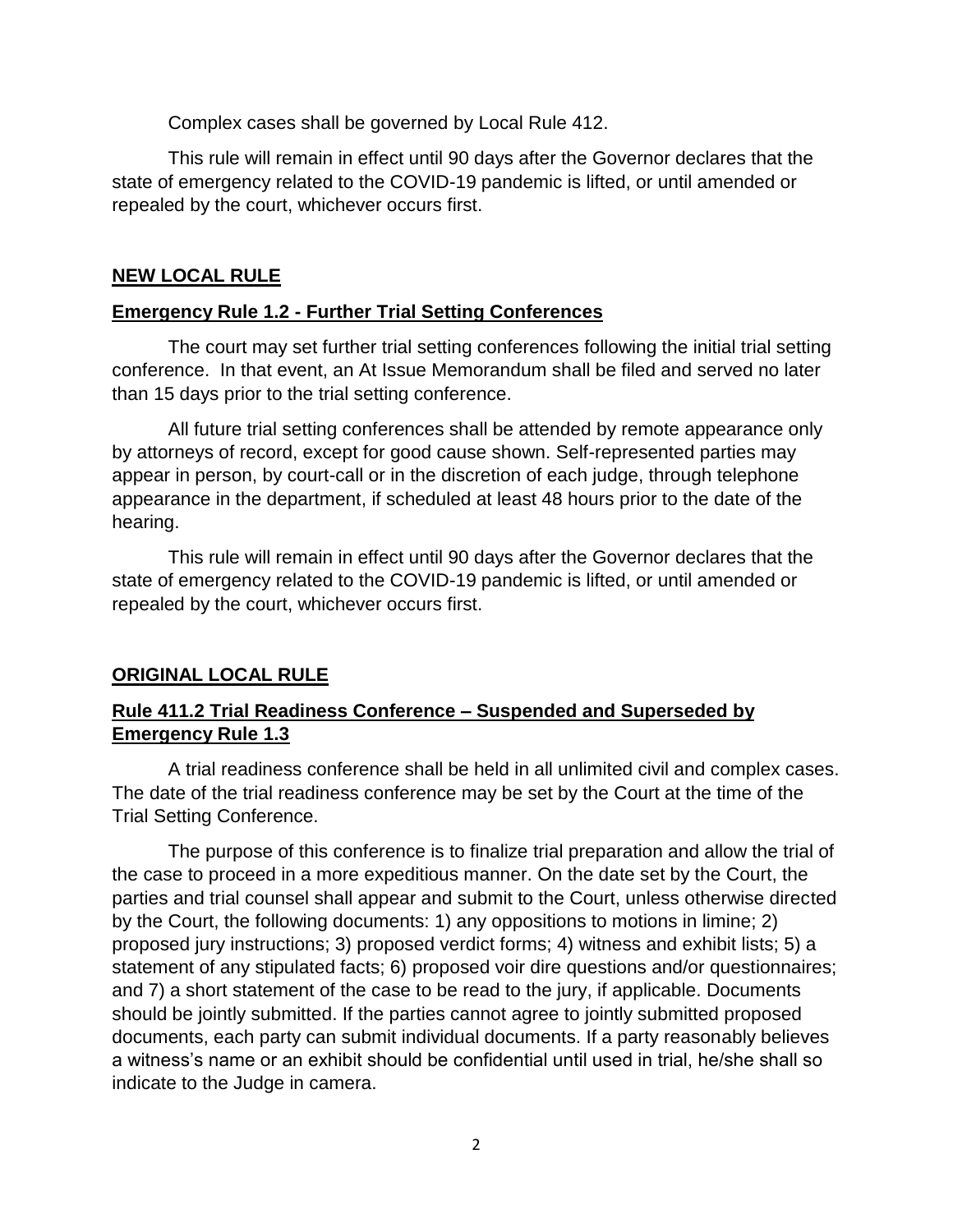Complex cases shall be governed by Local Rule 412.

This rule will remain in effect until 90 days after the Governor declares that the state of emergency related to the COVID-19 pandemic is lifted, or until amended or repealed by the court, whichever occurs first.

**NEW LOCAL RULE**

**Emergency Rule 1.2 - Further Trial Setting Conferences**

The court may set further trial setting conferences following the initial trial setting conference. In that event, an At Issue Memorandum shall be filed and served no later than 15 days prior to the trial setting conference.

All future trial setting conferences shall be attended by remote appearance only by attorneys of record, except for good cause shown. Self-represented parties may appear in person, by court-call or in the discretion of each judge, through telephone appearance in the department, if scheduled at least 48 hours prior to the date of the hearing.

This rule will remain in effect until 90 days after the Governor declares that the state of emergency related to the COVID-19 pandemic is lifted, or until amended or repealed by the court, whichever occurs first.

**ORIGINAL LOCAL RULE**

**Rule 411.2 Trial Readiness Conference – Suspended and Superseded by Emergency Rule 1.3**

A trial readiness conference shall be held in all unlimited civil and complex cases. The date of the trial readiness conference may be set by the Court at the time of the Trial Setting Conference.

The purpose of this conference is to finalize trial preparation and allow the trial of the case to proceed in a more expeditious manner. On the date set by the Court, the parties and trial counsel shall appear and submit to the Court, unless otherwise directed by the Court, the following documents: 1) any oppositions to motions in limine; 2) proposed jury instructions; 3) proposed verdict forms; 4) witness and exhibit lists; 5) a statement of any stipulated facts; 6) proposed voir dire questions and/or questionnaires; and 7) a short statement of the case to be read to the jury, if applicable. Documents should be jointly submitted. If the parties cannot agree to jointly submitted proposed documents, each party can submit individual documents. If a party reasonably believes a witness's name or an exhibit should be confidential until used in trial, he/she shall so indicate to the Judge in camera.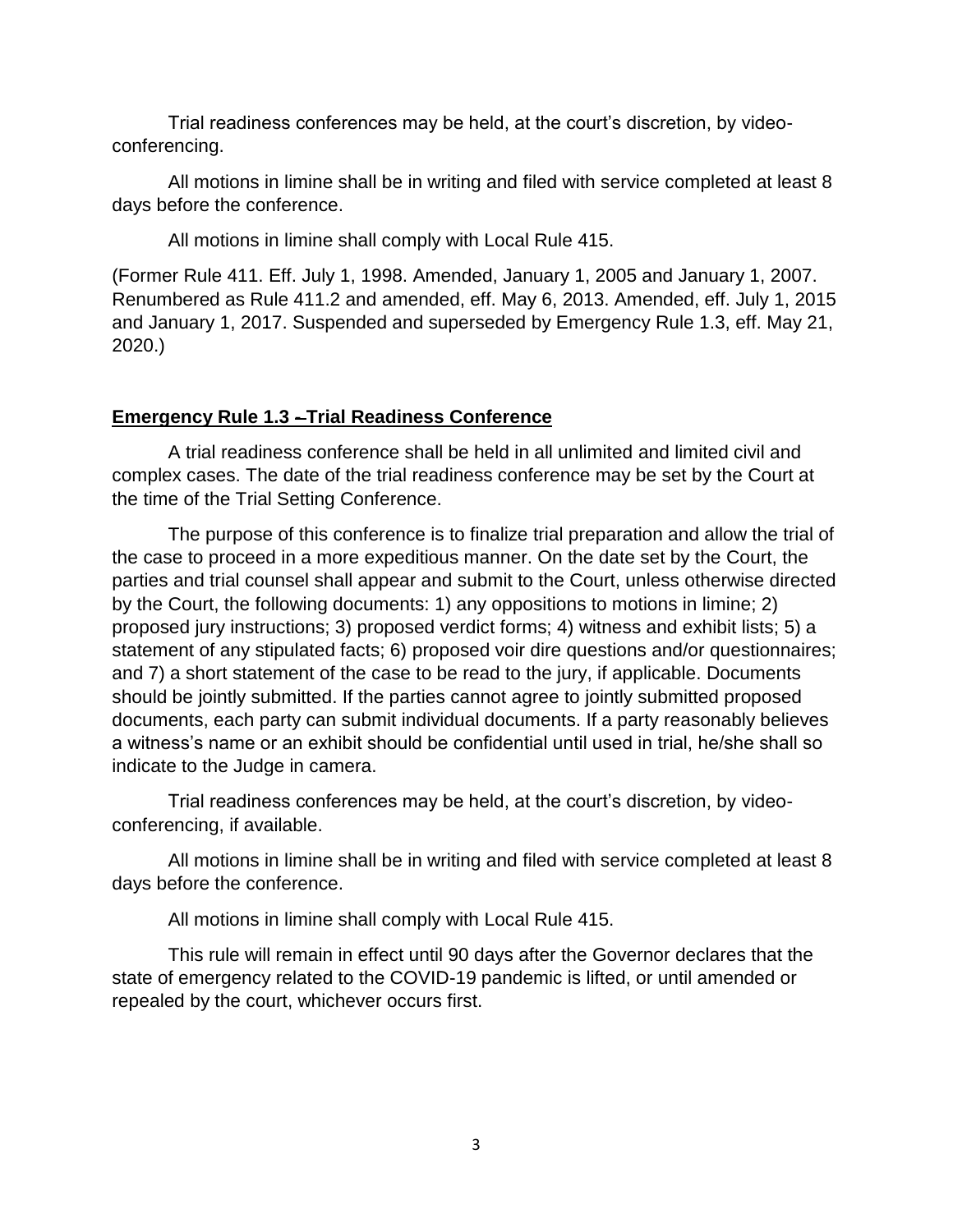Trial readiness conferences may be held, at the court's discretion, by video-conferencing.

All motions in limine shall be in writing and filed with service completed at least 8 days before the conference.

All motions in limine shall comply with Local Rule 415.

(Former Rule 411. Eff. July 1, 1998. Amended, January 1, 2005 and January 1, 2007. Renumbered as Rule 411.2 and amended, eff. May 6, 2013. Amended, eff. July 1, 2015 and January 1, 2017. Suspended and superseded by Emergency Rule 1.3, eff. May 21, 2020.)

## Emergency Rule 1.3 –Trial Readiness Conference

A trial readiness conference shall be held in all unlimited and limited civil and complex cases. The date of the trial readiness conference may be set by the Court at the time of the Trial Setting Conference.

The purpose of this conference is to finalize trial preparation and allow the trial of the case to proceed in a more expeditious manner. On the date set by the Court, the parties and trial counsel shall appear and submit to the Court, unless otherwise directed by the Court, the following documents: 1) any oppositions to motions in limine; 2) proposed jury instructions; 3) proposed verdict forms; 4) witness and exhibit lists; 5) a statement of any stipulated facts; 6) proposed voir dire questions and/or questionnaires; and 7) a short statement of the case to be read to the jury, if applicable. Documents should be jointly submitted. If the parties cannot agree to jointly submitted proposed documents, each party can submit individual documents. If a party reasonably believes a witness's name or an exhibit should be confidential until used in trial, he/she shall so indicate to the Judge in camera.

Trial readiness conferences may be held, at the court's discretion, by video-conferencing, if available.

All motions in limine shall be in writing and filed with service completed at least 8 days before the conference.

All motions in limine shall comply with Local Rule 415.

This rule will remain in effect until 90 days after the Governor declares that the state of emergency related to the COVID-19 pandemic is lifted, or until amended or repealed by the court, whichever occurs first.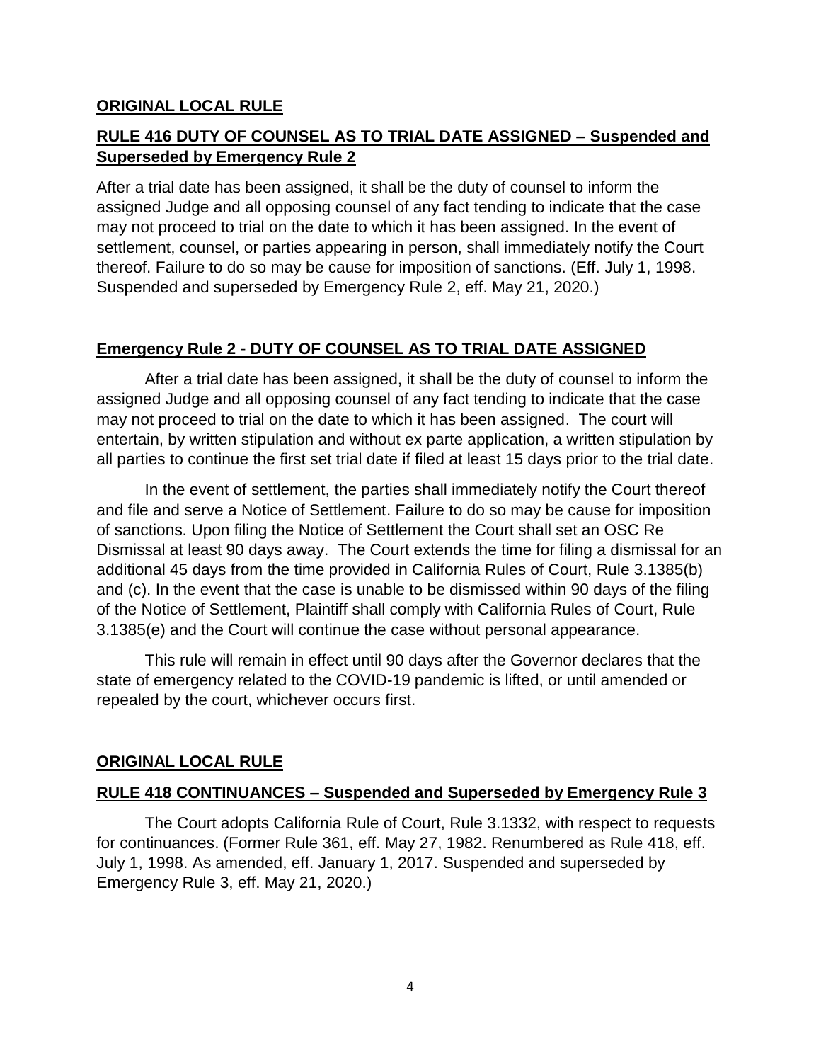**ORIGINAL LOCAL RULE**

**RULE 416 DUTY OF COUNSEL AS TO TRIAL DATE ASSIGNED – Suspended and Superseded by Emergency Rule 2**

After a trial date has been assigned, it shall be the duty of counsel to inform the assigned Judge and all opposing counsel of any fact tending to indicate that the case may not proceed to trial on the date to which it has been assigned. In the event of settlement, counsel, or parties appearing in person, shall immediately notify the Court thereof. Failure to do so may be cause for imposition of sanctions. (Eff. July 1, 1998. Suspended and superseded by Emergency Rule 2, eff. May 21, 2020.)

**Emergency Rule 2 - DUTY OF COUNSEL AS TO TRIAL DATE ASSIGNED**

After a trial date has been assigned, it shall be the duty of counsel to inform the assigned Judge and all opposing counsel of any fact tending to indicate that the case may not proceed to trial on the date to which it has been assigned. The court will entertain, by written stipulation and without ex parte application, a written stipulation by all parties to continue the first set trial date if filed at least 15 days prior to the trial date.

In the event of settlement, the parties shall immediately notify the Court thereof and file and serve a Notice of Settlement. Failure to do so may be cause for imposition of sanctions. Upon filing the Notice of Settlement the Court shall set an OSC Re Dismissal at least 90 days away. The Court extends the time for filing a dismissal for an additional 45 days from the time provided in California Rules of Court, Rule 3.1385(b) and (c). In the event that the case is unable to be dismissed within 90 days of the filing of the Notice of Settlement, Plaintiff shall comply with California Rules of Court, Rule 3.1385(e) and the Court will continue the case without personal appearance.

This rule will remain in effect until 90 days after the Governor declares that the state of emergency related to the COVID-19 pandemic is lifted, or until amended or repealed by the court, whichever occurs first.

**ORIGINAL LOCAL RULE**

**RULE 418 CONTINUANCES – Suspended and Superseded by Emergency Rule 3**

The Court adopts California Rule of Court, Rule 3.1332, with respect to requests for continuances. (Former Rule 361, eff. May 27, 1982. Renumbered as Rule 418, eff. July 1, 1998. As amended, eff. January 1, 2017. Suspended and superseded by Emergency Rule 3, eff. May 21, 2020.)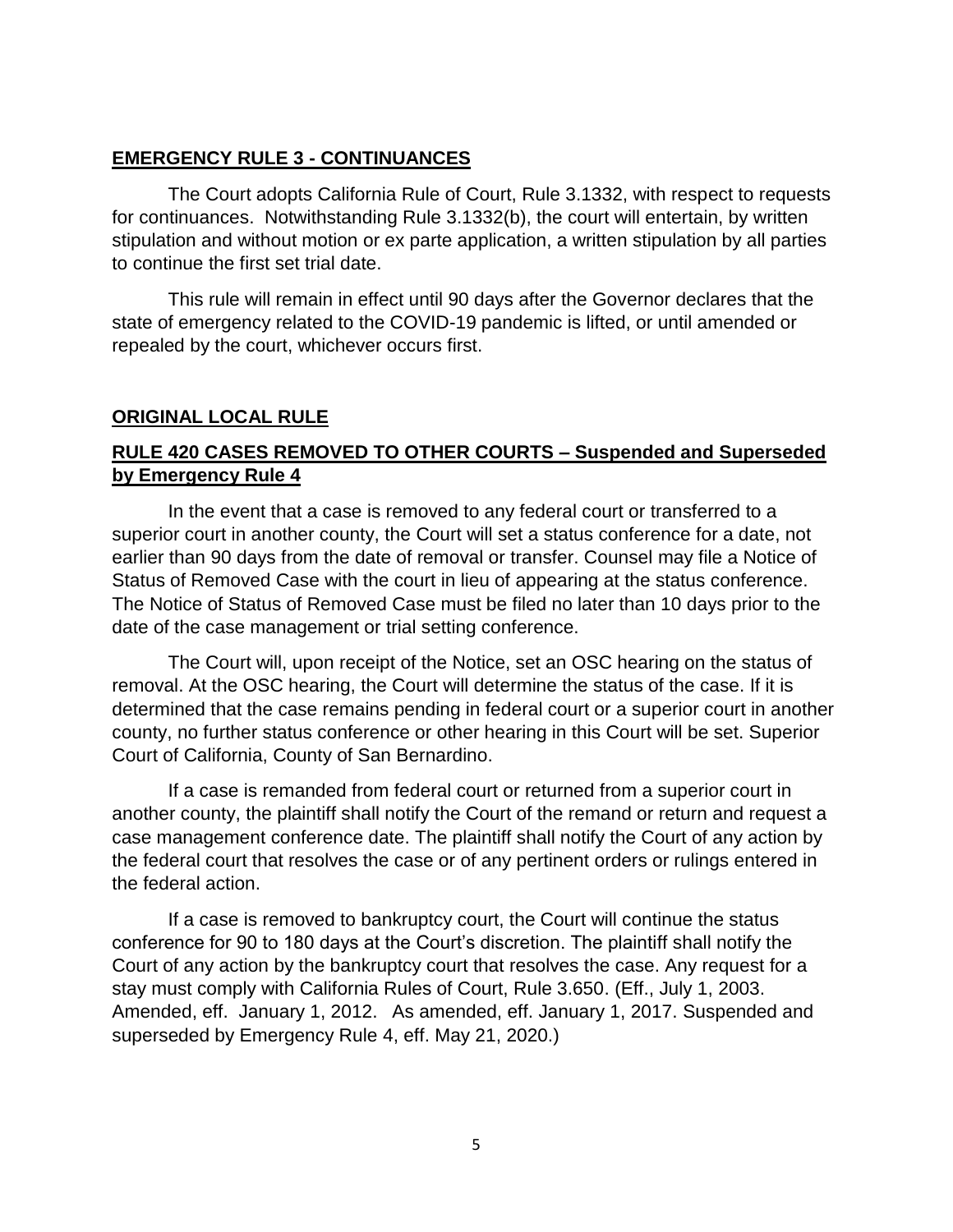## **EMERGENCY RULE 3 - CONTINUANCES**

The Court adopts California Rule of Court, Rule 3.1332, with respect to requests for continuances. Notwithstanding Rule 3.1332(b), the court will entertain, by written stipulation and without motion or ex parte application, a written stipulation by all parties to continue the first set trial date.

This rule will remain in effect until 90 days after the Governor declares that the state of emergency related to the COVID-19 pandemic is lifted, or until amended or repealed by the court, whichever occurs first.

## **ORIGINAL LOCAL RULE**

## **RULE 420 CASES REMOVED TO OTHER COURTS – Suspended and Superseded by Emergency Rule 4**

In the event that a case is removed to any federal court or transferred to a superior court in another county, the Court will set a status conference for a date, not earlier than 90 days from the date of removal or transfer. Counsel may file a Notice of Status of Removed Case with the court in lieu of appearing at the status conference. The Notice of Status of Removed Case must be filed no later than 10 days prior to the date of the case management or trial setting conference.

The Court will, upon receipt of the Notice, set an OSC hearing on the status of removal. At the OSC hearing, the Court will determine the status of the case. If it is determined that the case remains pending in federal court or a superior court in another county, no further status conference or other hearing in this Court will be set. Superior Court of California, County of San Bernardino.

If a case is remanded from federal court or returned from a superior court in another county, the plaintiff shall notify the Court of the remand or return and request a case management conference date. The plaintiff shall notify the Court of any action by the federal court that resolves the case or of any pertinent orders or rulings entered in the federal action.

If a case is removed to bankruptcy court, the Court will continue the status conference for 90 to 180 days at the Court's discretion. The plaintiff shall notify the Court of any action by the bankruptcy court that resolves the case. Any request for a stay must comply with California Rules of Court, Rule 3.650. (Eff., July 1, 2003. Amended, eff. January 1, 2012. As amended, eff. January 1, 2017. Suspended and superseded by Emergency Rule 4, eff. May 21, 2020.)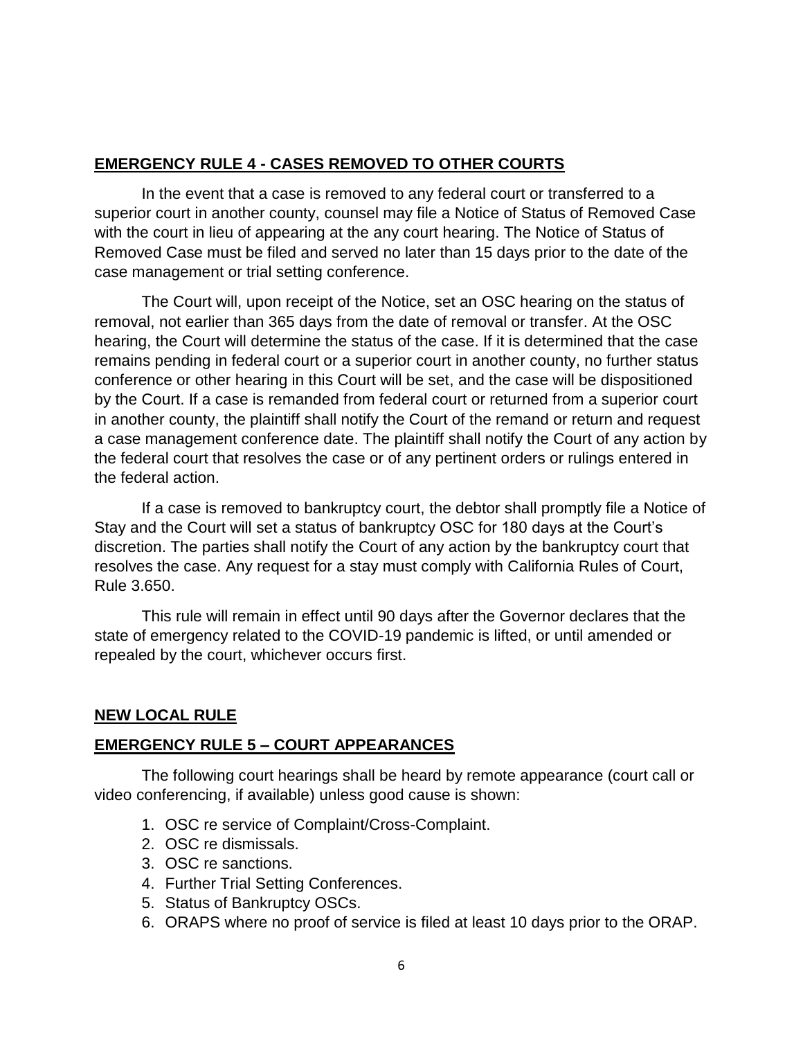## EMERGENCY RULE 4 - CASES REMOVED TO OTHER COURTS

In the event that a case is removed to any federal court or transferred to a superior court in another county, counsel may file a Notice of Status of Removed Case with the court in lieu of appearing at the any court hearing. The Notice of Status of Removed Case must be filed and served no later than 15 days prior to the date of the case management or trial setting conference.

The Court will, upon receipt of the Notice, set an OSC hearing on the status of removal, not earlier than 365 days from the date of removal or transfer. At the OSC hearing, the Court will determine the status of the case. If it is determined that the case remains pending in federal court or a superior court in another county, no further status conference or other hearing in this Court will be set, and the case will be dispositioned by the Court. If a case is remanded from federal court or returned from a superior court in another county, the plaintiff shall notify the Court of the remand or return and request a case management conference date. The plaintiff shall notify the Court of any action by the federal court that resolves the case or of any pertinent orders or rulings entered in the federal action.

If a case is removed to bankruptcy court, the debtor shall promptly file a Notice of Stay and the Court will set a status of bankruptcy OSC for 180 days at the Court's discretion. The parties shall notify the Court of any action by the bankruptcy court that resolves the case. Any request for a stay must comply with California Rules of Court, Rule 3.650.

This rule will remain in effect until 90 days after the Governor declares that the state of emergency related to the COVID-19 pandemic is lifted, or until amended or repealed by the court, whichever occurs first.

## NEW LOCAL RULE

## EMERGENCY RULE 5 – COURT APPEARANCES

The following court hearings shall be heard by remote appearance (court call or video conferencing, if available) unless good cause is shown:

1. OSC re service of Complaint/Cross-Complaint.
2. OSC re dismissals.
3. OSC re sanctions.
4. Further Trial Setting Conferences.
5. Status of Bankruptcy OSCs.
6. ORAPS where no proof of service is filed at least 10 days prior to the ORAP.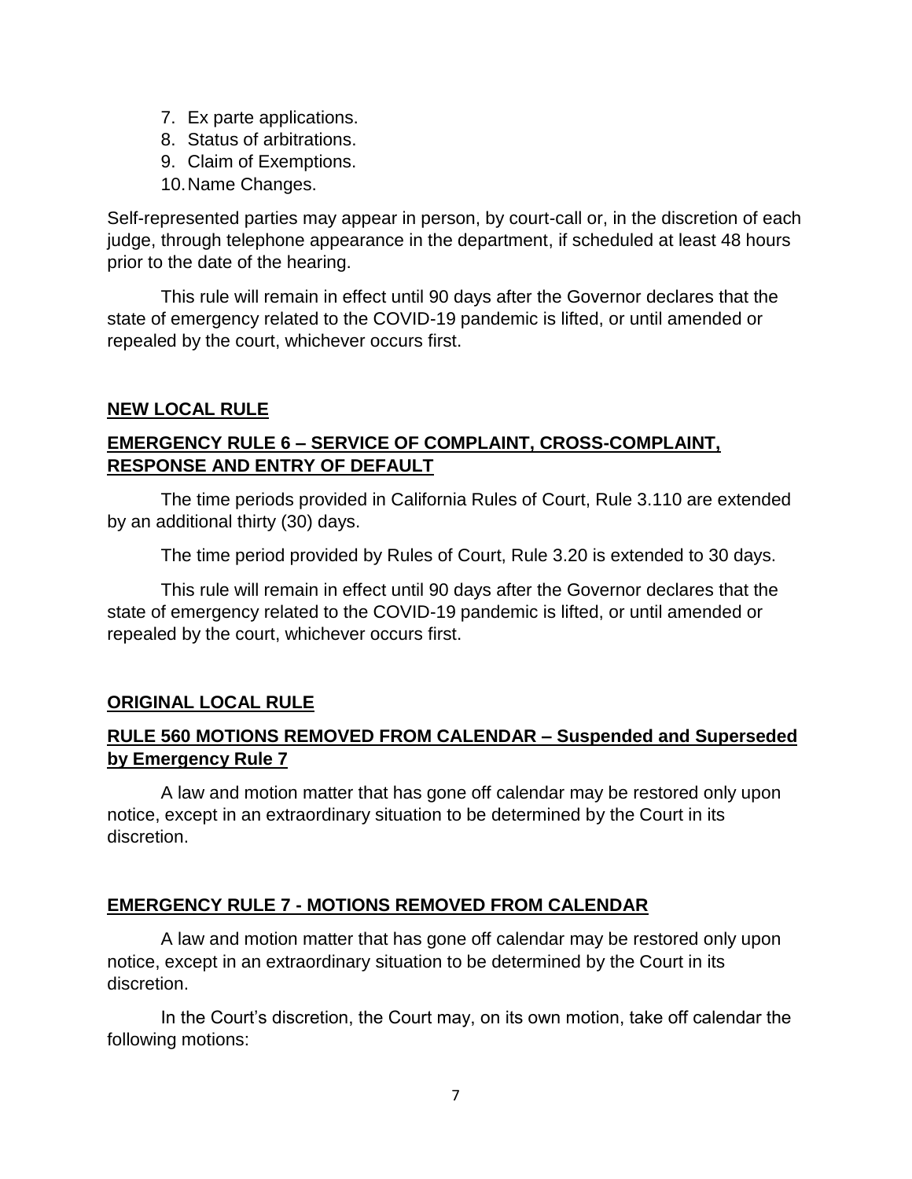7. Ex parte applications.
8. Status of arbitrations.
9. Claim of Exemptions.
10. Name Changes.

Self-represented parties may appear in person, by court-call or, in the discretion of each judge, through telephone appearance in the department, if scheduled at least 48 hours prior to the date of the hearing.

This rule will remain in effect until 90 days after the Governor declares that the state of emergency related to the COVID-19 pandemic is lifted, or until amended or repealed by the court, whichever occurs first.

**NEW LOCAL RULE**

**EMERGENCY RULE 6 – SERVICE OF COMPLAINT, CROSS-COMPLAINT, RESPONSE AND ENTRY OF DEFAULT**

The time periods provided in California Rules of Court, Rule 3.110 are extended by an additional thirty (30) days.

The time period provided by Rules of Court, Rule 3.20 is extended to 30 days.

This rule will remain in effect until 90 days after the Governor declares that the state of emergency related to the COVID-19 pandemic is lifted, or until amended or repealed by the court, whichever occurs first.

**ORIGINAL LOCAL RULE**

**RULE 560 MOTIONS REMOVED FROM CALENDAR – Suspended and Superseded by Emergency Rule 7**

A law and motion matter that has gone off calendar may be restored only upon notice, except in an extraordinary situation to be determined by the Court in its discretion.

**EMERGENCY RULE 7 - MOTIONS REMOVED FROM CALENDAR**

A law and motion matter that has gone off calendar may be restored only upon notice, except in an extraordinary situation to be determined by the Court in its discretion.

In the Court's discretion, the Court may, on its own motion, take off calendar the following motions: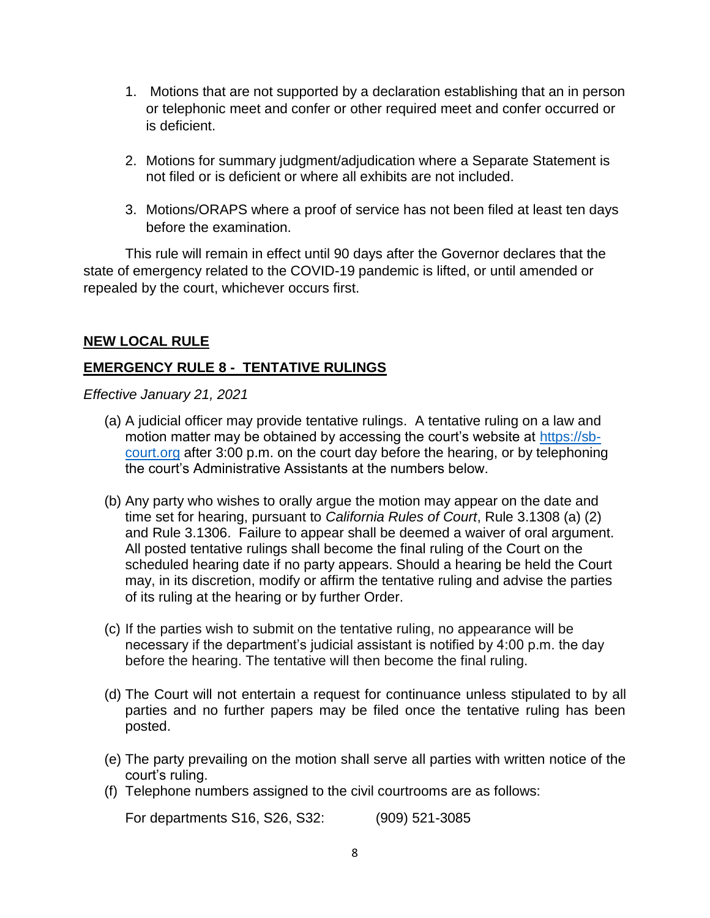1. Motions that are not supported by a declaration establishing that an in person or telephonic meet and confer or other required meet and confer occurred or is deficient.

2. Motions for summary judgment/adjudication where a Separate Statement is not filed or is deficient or where all exhibits are not included.

3. Motions/ORAPS where a proof of service has not been filed at least ten days before the examination.

This rule will remain in effect until 90 days after the Governor declares that the state of emergency related to the COVID-19 pandemic is lifted, or until amended or repealed by the court, whichever occurs first.

**NEW LOCAL RULE**

**EMERGENCY RULE 8 - TENTATIVE RULINGS**

*Effective January 21, 2021*

(a) A judicial officer may provide tentative rulings. A tentative ruling on a law and motion matter may be obtained by accessing the court's website at [https://sb-court.org](https://sb-court.org) after 3:00 p.m. on the court day before the hearing, or by telephoning the court's Administrative Assistants at the numbers below.

(b) Any party who wishes to orally argue the motion may appear on the date and time set for hearing, pursuant to *California Rules of Court*, Rule 3.1308 (a) (2) and Rule 3.1306. Failure to appear shall be deemed a waiver of oral argument. All posted tentative rulings shall become the final ruling of the Court on the scheduled hearing date if no party appears. Should a hearing be held the Court may, in its discretion, modify or affirm the tentative ruling and advise the parties of its ruling at the hearing or by further Order.

(c) If the parties wish to submit on the tentative ruling, no appearance will be necessary if the department's judicial assistant is notified by 4:00 p.m. the day before the hearing. The tentative will then become the final ruling.

(d) The Court will not entertain a request for continuance unless stipulated to by all parties and no further papers may be filed once the tentative ruling has been posted.

(e) The party prevailing on the motion shall serve all parties with written notice of the court's ruling.

(f) Telephone numbers assigned to the civil courtrooms are as follows:

For departments S16, S26, S32: (909) 521-3085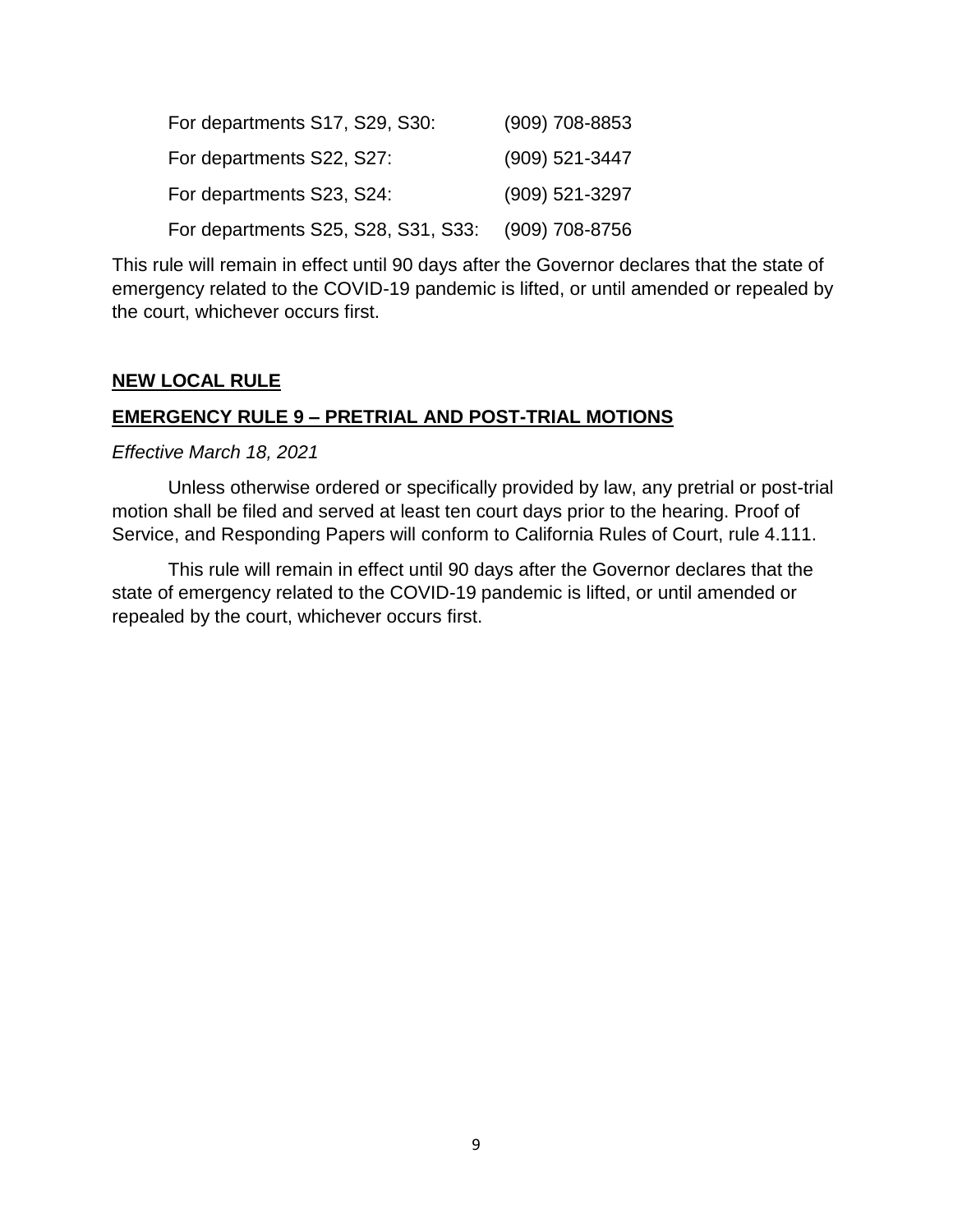| | |
|---|---|
| For departments S17, S29, S30: | (909) 708-8853 |
| For departments S22, S27: | (909) 521-3447 |
| For departments S23, S24: | (909) 521-3297 |
| For departments S25, S28, S31, S33: | (909) 708-8756 |

This rule will remain in effect until 90 days after the Governor declares that the state of emergency related to the COVID-19 pandemic is lifted, or until amended or repealed by the court, whichever occurs first.

**NEW LOCAL RULE**

**EMERGENCY RULE 9 – PRETRIAL AND POST-TRIAL MOTIONS**

*Effective March 18, 2021*

Unless otherwise ordered or specifically provided by law, any pretrial or post-trial motion shall be filed and served at least ten court days prior to the hearing. Proof of Service, and Responding Papers will conform to California Rules of Court, rule 4.111.

This rule will remain in effect until 90 days after the Governor declares that the state of emergency related to the COVID-19 pandemic is lifted, or until amended or repealed by the court, whichever occurs first.